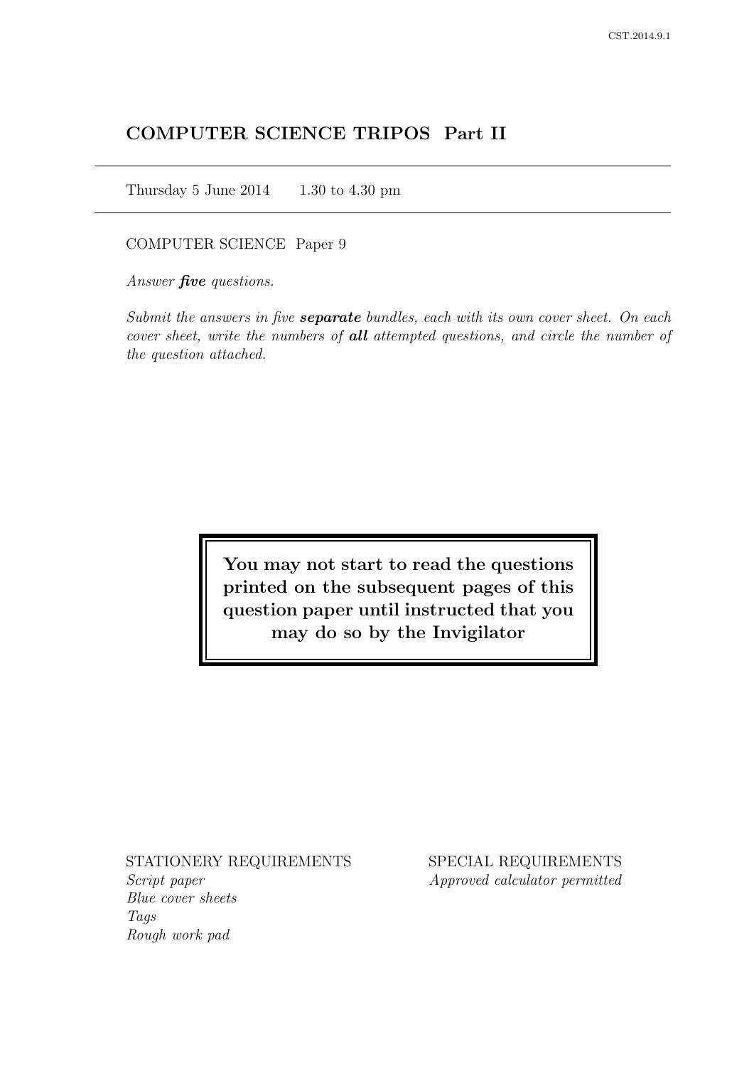# COMPUTER SCIENCE TRIPOS Part II

Thursday 5 June 2014 1.30 to 4.30 pm

COMPUTER SCIENCE Paper 9

*Answer **five** questions.*

*Submit the answers in five **separate** bundles, each with its own cover sheet. On each cover sheet, write the numbers of **all** attempted questions, and circle the number of the question attached.*

**You may not start to read the questions printed on the subsequent pages of this question paper until instructed that you may do so by the Invigilator**

STATIONERY REQUIREMENTS
*Script paper*
*Blue cover sheets*
*Tags*
*Rough work pad*

SPECIAL REQUIREMENTS
*Approved calculator permitted*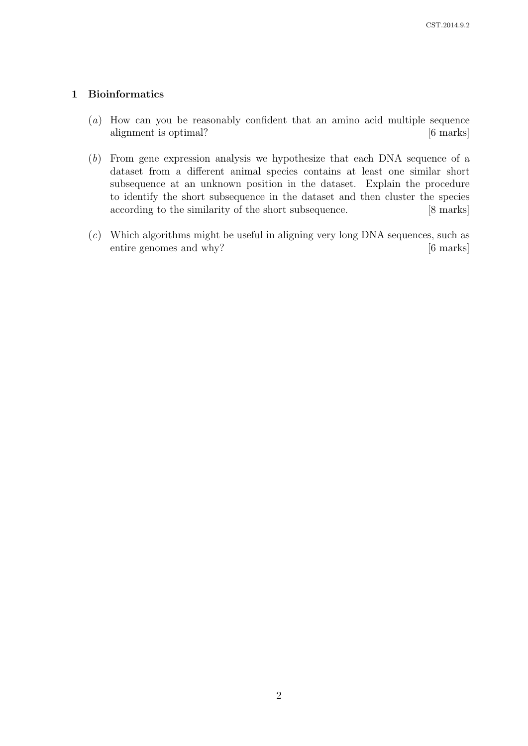## 1 Bioinformatics

(*a*) How can you be reasonably confident that an amino acid multiple sequence alignment is optimal? [6 marks]

(*b*) From gene expression analysis we hypothesize that each DNA sequence of a dataset from a different animal species contains at least one similar short subsequence at an unknown position in the dataset. Explain the procedure to identify the short subsequence in the dataset and then cluster the species according to the similarity of the short subsequence. [8 marks]

(*c*) Which algorithms might be useful in aligning very long DNA sequences, such as entire genomes and why? [6 marks]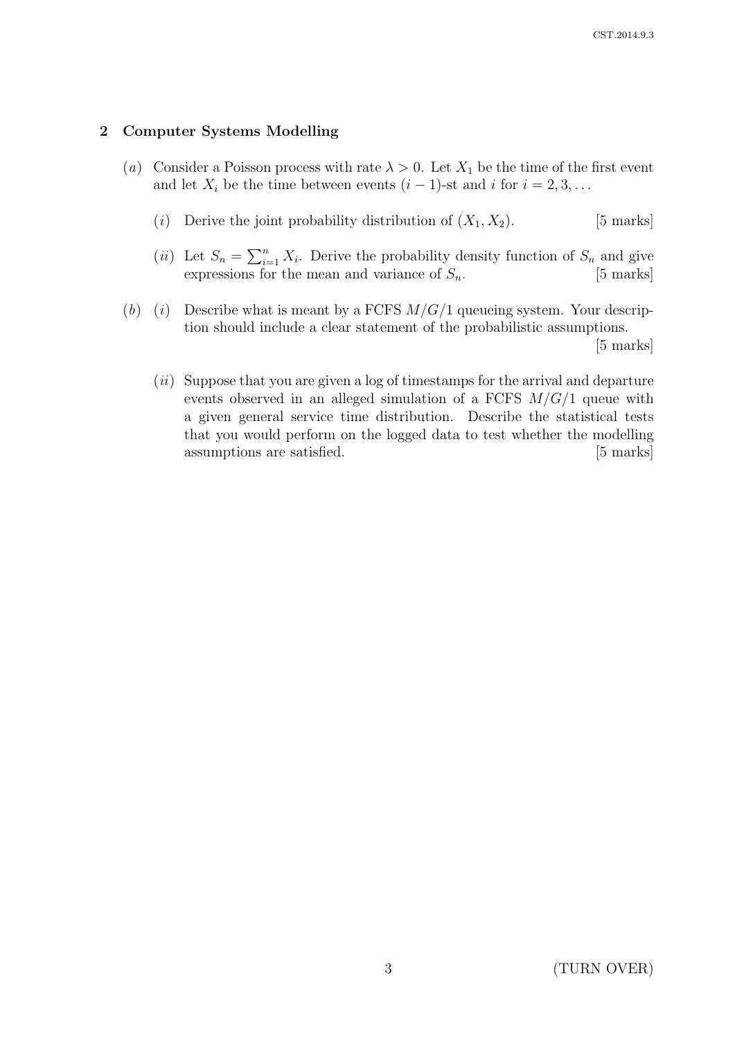## 2 Computer Systems Modelling

(*a*) Consider a Poisson process with rate $\lambda > 0$. Let $X_1$ be the time of the first event and let $X_i$ be the time between events $(i-1)$-st and $i$ for $i = 2, 3, \ldots$

(*i*) Derive the joint probability distribution of $(X_1, X_2)$. [5 marks]

(*ii*) Let $S_n = \sum_{i=1}^{n} X_i$. Derive the probability density function of $S_n$ and give expressions for the mean and variance of $S_n$. [5 marks]

(*b*) (*i*) Describe what is meant by a FCFS $M/G/1$ queueing system. Your description should include a clear statement of the probabilistic assumptions. [5 marks]

(*ii*) Suppose that you are given a log of timestamps for the arrival and departure events observed in an alleged simulation of a FCFS $M/G/1$ queue with a given general service time distribution. Describe the statistical tests that you would perform on the logged data to test whether the modelling assumptions are satisfied. [5 marks]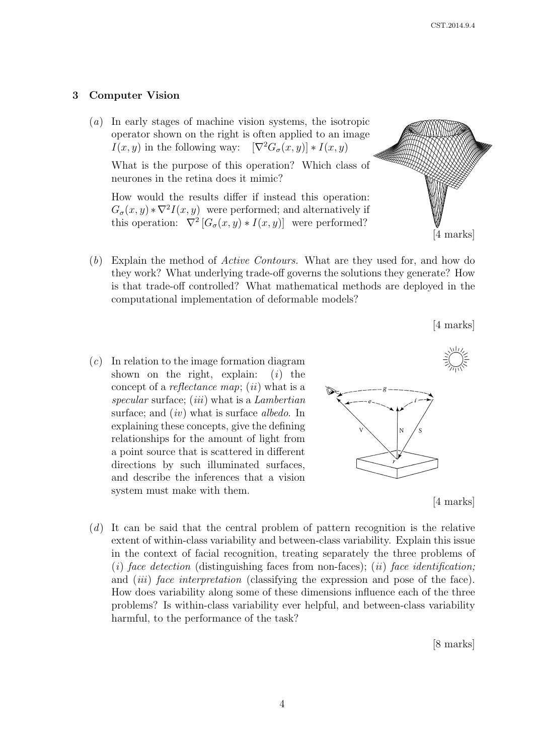## 3 Computer Vision

(*a*) In early stages of machine vision systems, the isotropic operator shown on the right is often applied to an image $I(x, y)$ in the following way: $[\nabla^2 G_\sigma(x, y)] * I(x, y)$

What is the purpose of this operation? Which class of neurones in the retina does it mimic?

How would the results differ if instead this operation: $G_\sigma(x, y) * \nabla^2 I(x, y)$ were performed; and alternatively if this operation: $\nabla^2 [G_\sigma(x, y) * I(x, y)]$ were performed?

[4 marks]

(*b*) Explain the method of *Active Contours.* What are they used for, and how do they work? What underlying trade-off governs the solutions they generate? How is that trade-off controlled? What mathematical methods are deployed in the computational implementation of deformable models?

[4 marks]

(*c*) In relation to the image formation diagram shown on the right, explain: (*i*) the concept of a *reflectance map*; (*ii*) what is a *specular* surface; (*iii*) what is a *Lambertian* surface; and (*iv*) what is surface *albedo*. In explaining these concepts, give the defining relationships for the amount of light from a point source that is scattered in different directions by such illuminated surfaces, and describe the inferences that a vision system must make with them.

[4 marks]

(*d*) It can be said that the central problem of pattern recognition is the relative extent of within-class variability and between-class variability. Explain this issue in the context of facial recognition, treating separately the three problems of (*i*) *face detection* (distinguishing faces from non-faces); (*ii*) *face identification;* and (*iii*) *face interpretation* (classifying the expression and pose of the face). How does variability along some of these dimensions influence each of the three problems? Is within-class variability ever helpful, and between-class variability harmful, to the performance of the task?

[8 marks]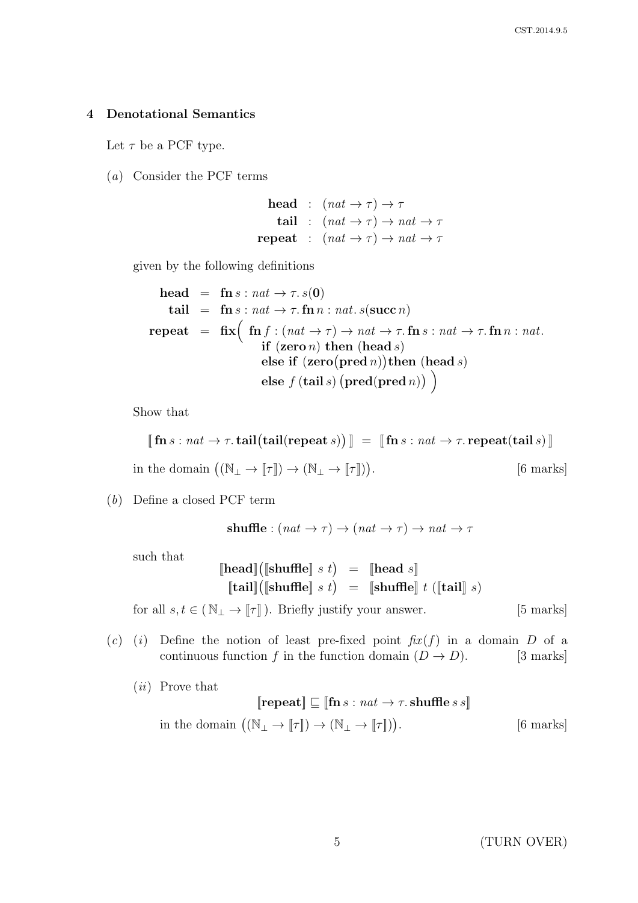## 4 Denotational Semantics

Let $\tau$ be a PCF type.

(*a*) Consider the PCF terms

$$\begin{aligned} \textbf{head} &: (nat \to \tau) \to \tau \\ \textbf{tail} &: (nat \to \tau) \to nat \to \tau \\ \textbf{repeat} &: (nat \to \tau) \to nat \to \tau \end{aligned}$$

given by the following definitions

$$\begin{aligned} \textbf{head} &= \textbf{fn}\, s : nat \to \tau.\, s(\mathbf{0}) \\ \textbf{tail} &= \textbf{fn}\, s : nat \to \tau.\, \textbf{fn}\, n : nat.\, s(\textbf{succ}\, n) \\ \textbf{repeat} &= \textbf{fix}\Big( \textbf{fn}\, f : (nat \to \tau) \to nat \to \tau.\, \textbf{fn}\, s : nat \to \tau.\, \textbf{fn}\, n : nat. \\ &\qquad\quad \textbf{if } (\textbf{zero}\, n) \textbf{ then } (\textbf{head}\, s) \\ &\qquad\quad \textbf{else if } \big(\textbf{zero}(\textbf{pred}\, n)\big) \textbf{ then } (\textbf{head}\, s) \\ &\qquad\quad \textbf{else } f\,(\textbf{tail}\, s)\, \big(\textbf{pred}(\textbf{pred}\, n)\big) \Big) \end{aligned}$$

Show that

$$[\![\, \textbf{fn}\, s : nat \to \tau.\, \textbf{tail}\big(\textbf{tail}(\textbf{repeat}\, s)\big)\, ]\!] \;=\; [\![\, \textbf{fn}\, s : nat \to \tau.\, \textbf{repeat}(\textbf{tail}\, s)\, ]\!]$$

in the domain $\big((\mathbb{N}_\perp \to [\![\tau]\!]) \to (\mathbb{N}_\perp \to [\![\tau]\!])\big)$. [6 marks]

(*b*) Define a closed PCF term

$$\textbf{shuffle} : (nat \to \tau) \to (nat \to \tau) \to nat \to \tau$$

such that

$$\begin{aligned} [\![\textbf{head}]\!]\big([\![\textbf{shuffle}]\!]\ s\ t\big) &= [\![\textbf{head}\ s]\!] \\ [\![\textbf{tail}]\!]\big([\![\textbf{shuffle}]\!]\ s\ t\big) &= [\![\textbf{shuffle}]\!]\ t\ \big([\![\textbf{tail}]\!]\ s\big) \end{aligned}$$

for all $s, t \in (\,\mathbb{N}_\perp \to [\![\tau]\!]\,)$. Briefly justify your answer. [5 marks]

(*c*) (*i*) Define the notion of least pre-fixed point $\mathit{fix}(f)$ in a domain $D$ of a continuous function $f$ in the function domain $(D \to D)$. [3 marks]

(*ii*) Prove that

$$[\![\textbf{repeat}]\!] \sqsubseteq [\![\textbf{fn}\, s : nat \to \tau.\, \textbf{shuffle}\, s\, s]\!]$$

in the domain $\big((\mathbb{N}_\perp \to [\![\tau]\!]) \to (\mathbb{N}_\perp \to [\![\tau]\!])\big)$. [6 marks]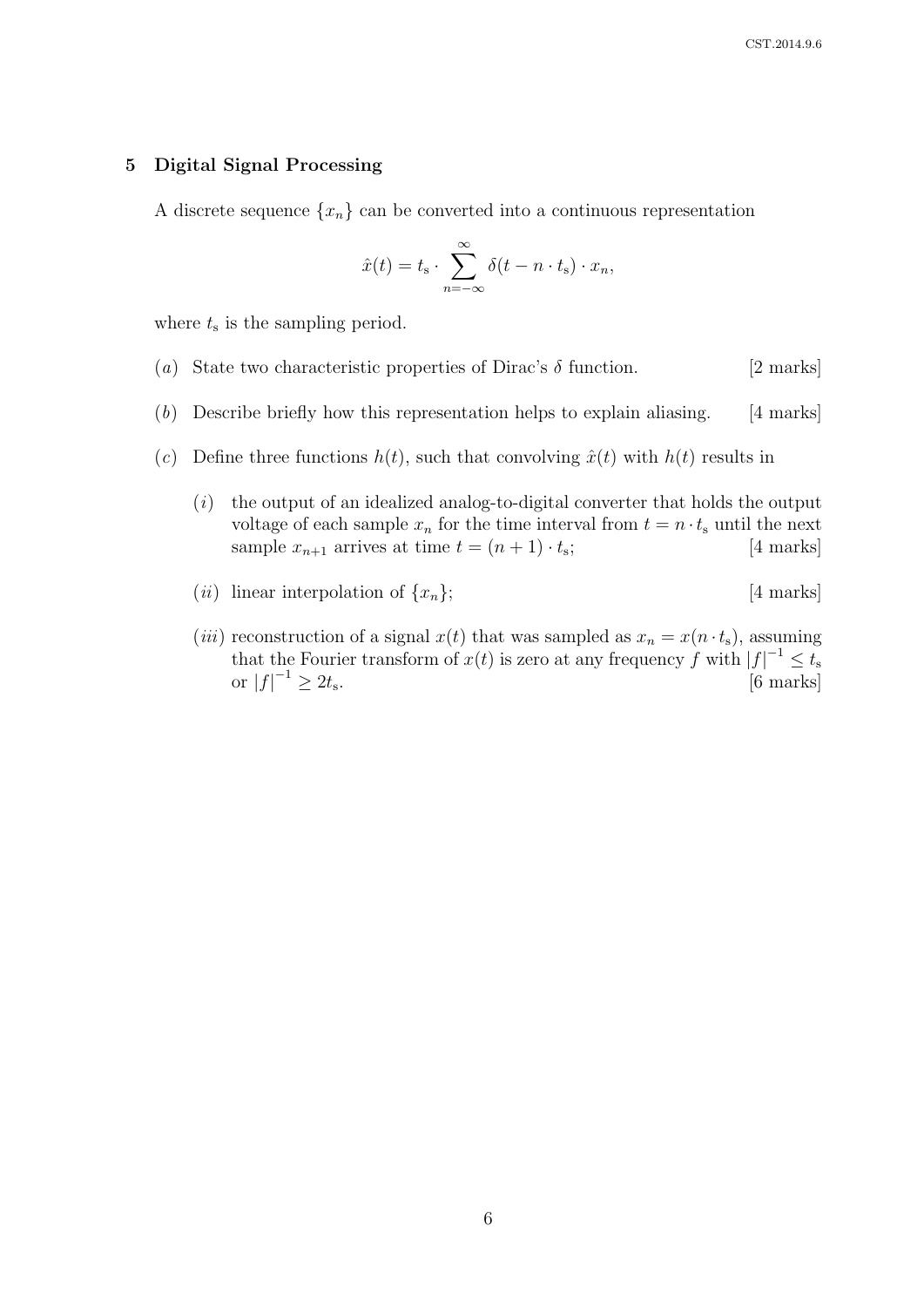## 5 Digital Signal Processing

A discrete sequence $\{x_n\}$ can be converted into a continuous representation

$$\hat{x}(t) = t_s \cdot \sum_{n=-\infty}^{\infty} \delta(t - n \cdot t_s) \cdot x_n,$$

where $t_s$ is the sampling period.

(*a*) State two characteristic properties of Dirac's $\delta$ function. [2 marks]

(*b*) Describe briefly how this representation helps to explain aliasing. [4 marks]

(*c*) Define three functions $h(t)$, such that convolving $\hat{x}(t)$ with $h(t)$ results in

(*i*) the output of an idealized analog-to-digital converter that holds the output voltage of each sample $x_n$ for the time interval from $t = n \cdot t_s$ until the next sample $x_{n+1}$ arrives at time $t = (n+1) \cdot t_s$; [4 marks]

(*ii*) linear interpolation of $\{x_n\}$; [4 marks]

(*iii*) reconstruction of a signal $x(t)$ that was sampled as $x_n = x(n \cdot t_s)$, assuming that the Fourier transform of $x(t)$ is zero at any frequency $f$ with $|f|^{-1} \leq t_s$ or $|f|^{-1} \geq 2t_s$. [6 marks]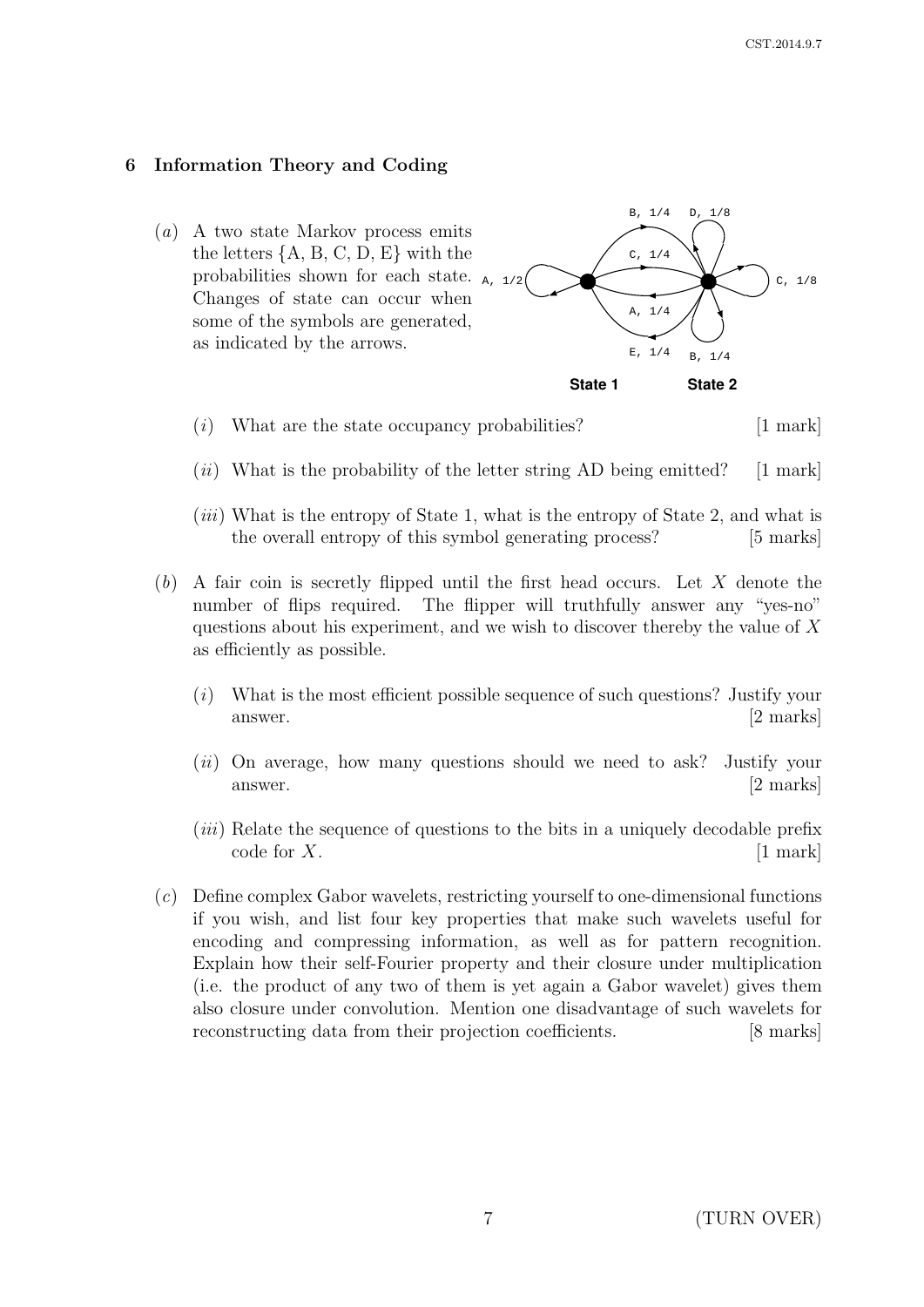## 6 Information Theory and Coding

(*a*) A two state Markov process emits the letters {A, B, C, D, E} with the probabilities shown for each state. Changes of state can occur when some of the symbols are generated, as indicated by the arrows.

(*i*) What are the state occupancy probabilities? [1 mark]

(*ii*) What is the probability of the letter string AD being emitted? [1 mark]

(*iii*) What is the entropy of State 1, what is the entropy of State 2, and what is the overall entropy of this symbol generating process? [5 marks]

(*b*) A fair coin is secretly flipped until the first head occurs. Let $X$ denote the number of flips required. The flipper will truthfully answer any "yes-no" questions about his experiment, and we wish to discover thereby the value of $X$ as efficiently as possible.

(*i*) What is the most efficient possible sequence of such questions? Justify your answer. [2 marks]

(*ii*) On average, how many questions should we need to ask? Justify your answer. [2 marks]

(*iii*) Relate the sequence of questions to the bits in a uniquely decodable prefix code for $X$. [1 mark]

(*c*) Define complex Gabor wavelets, restricting yourself to one-dimensional functions if you wish, and list four key properties that make such wavelets useful for encoding and compressing information, as well as for pattern recognition. Explain how their self-Fourier property and their closure under multiplication (i.e. the product of any two of them is yet again a Gabor wavelet) gives them also closure under convolution. Mention one disadvantage of such wavelets for reconstructing data from their projection coefficients. [8 marks]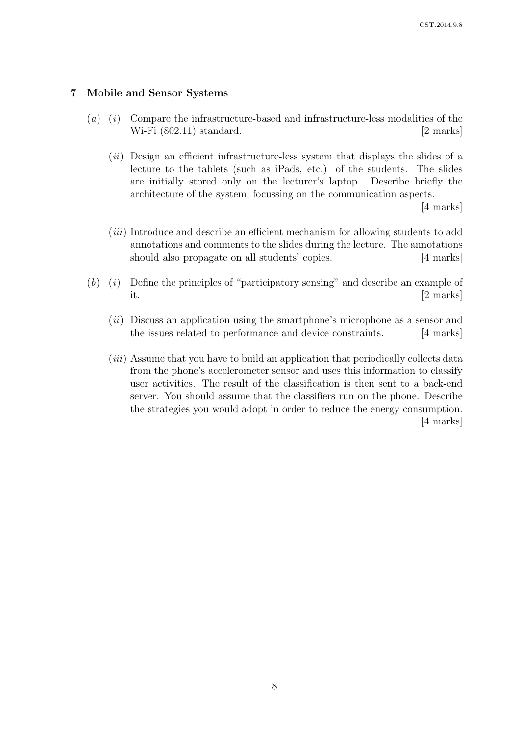## 7 Mobile and Sensor Systems

(*a*) (*i*) Compare the infrastructure-based and infrastructure-less modalities of the Wi-Fi (802.11) standard. [2 marks]

(*ii*) Design an efficient infrastructure-less system that displays the slides of a lecture to the tablets (such as iPads, etc.) of the students. The slides are initially stored only on the lecturer's laptop. Describe briefly the architecture of the system, focussing on the communication aspects. [4 marks]

(*iii*) Introduce and describe an efficient mechanism for allowing students to add annotations and comments to the slides during the lecture. The annotations should also propagate on all students' copies. [4 marks]

(*b*) (*i*) Define the principles of "participatory sensing" and describe an example of it. [2 marks]

(*ii*) Discuss an application using the smartphone's microphone as a sensor and the issues related to performance and device constraints. [4 marks]

(*iii*) Assume that you have to build an application that periodically collects data from the phone's accelerometer sensor and uses this information to classify user activities. The result of the classification is then sent to a back-end server. You should assume that the classifiers run on the phone. Describe the strategies you would adopt in order to reduce the energy consumption. [4 marks]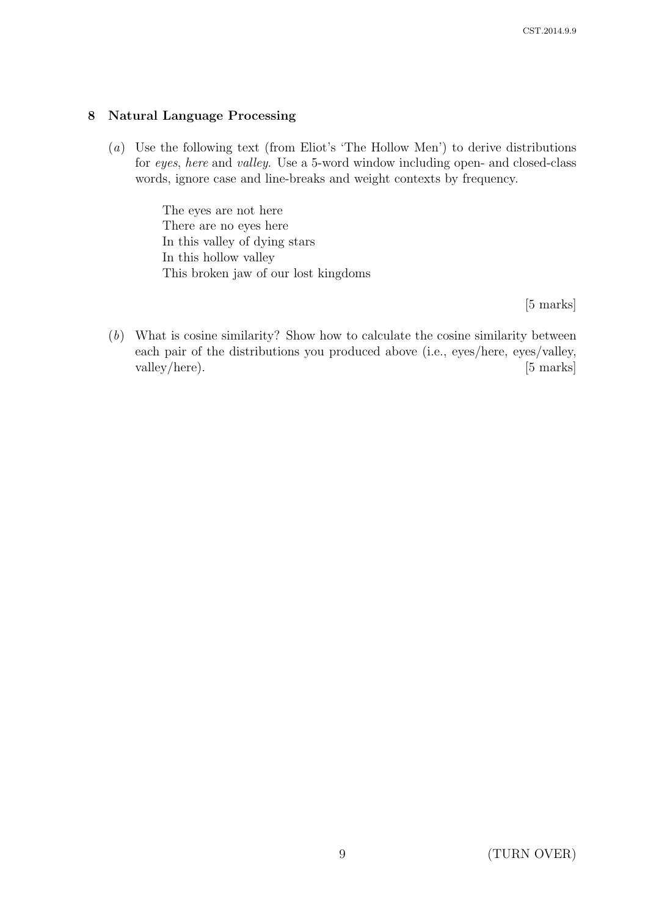## 8 Natural Language Processing

(*a*) Use the following text (from Eliot's 'The Hollow Men') to derive distributions for *eyes*, *here* and *valley*. Use a 5-word window including open- and closed-class words, ignore case and line-breaks and weight contexts by frequency.

> The eyes are not here
> There are no eyes here
> In this valley of dying stars
> In this hollow valley
> This broken jaw of our lost kingdoms

[5 marks]

(*b*) What is cosine similarity? Show how to calculate the cosine similarity between each pair of the distributions you produced above (i.e., eyes/here, eyes/valley, valley/here). [5 marks]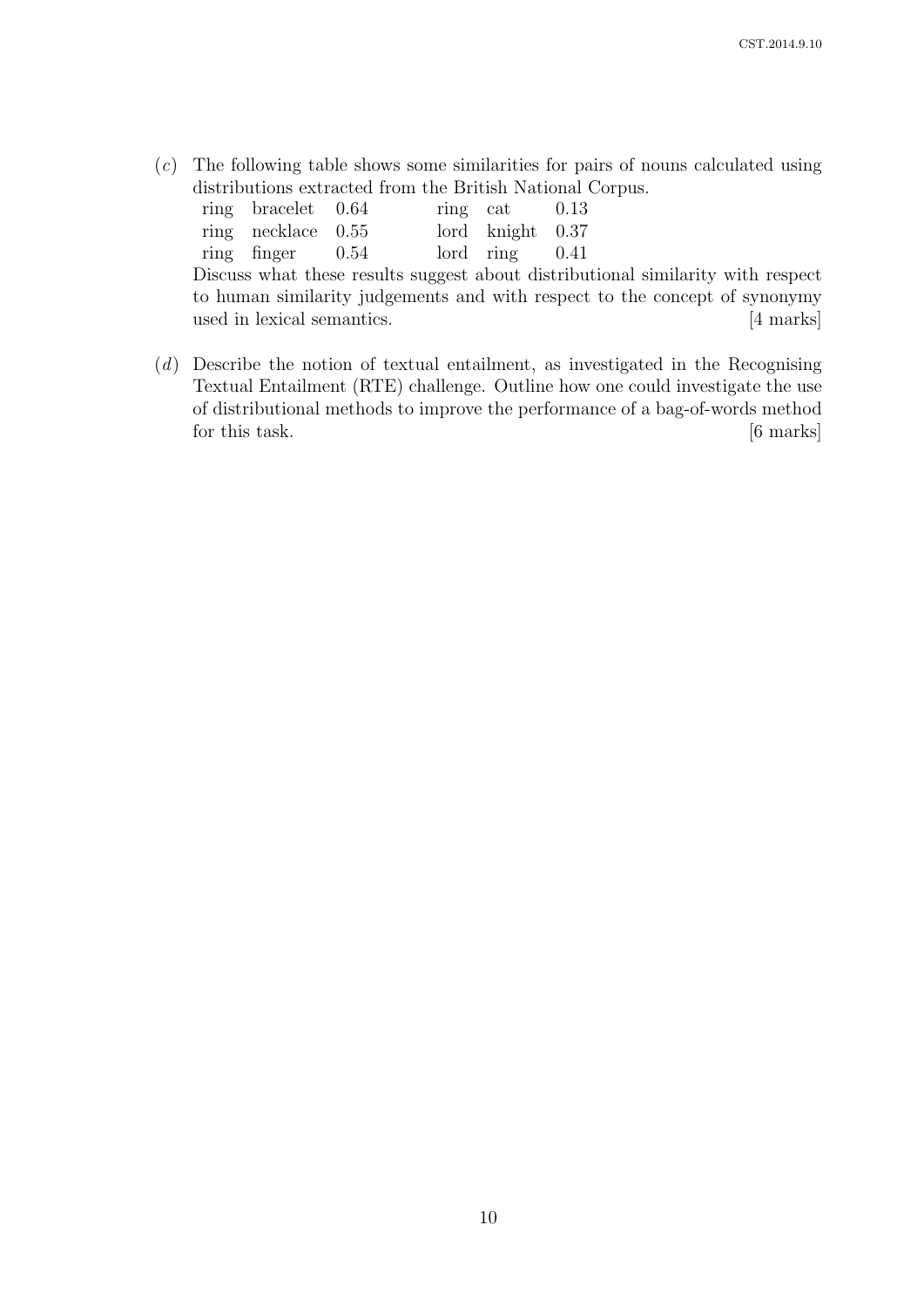(*c*) The following table shows some similarities for pairs of nouns calculated using distributions extracted from the British National Corpus.

| | | | | | |
|---|---|---|---|---|---|
| ring | bracelet | 0.64 | ring | cat | 0.13 |
| ring | necklace | 0.55 | lord | knight | 0.37 |
| ring | finger | 0.54 | lord | ring | 0.41 |

Discuss what these results suggest about distributional similarity with respect to human similarity judgements and with respect to the concept of synonymy used in lexical semantics. [4 marks]

(*d*) Describe the notion of textual entailment, as investigated in the Recognising Textual Entailment (RTE) challenge. Outline how one could investigate the use of distributional methods to improve the performance of a bag-of-words method for this task. [6 marks]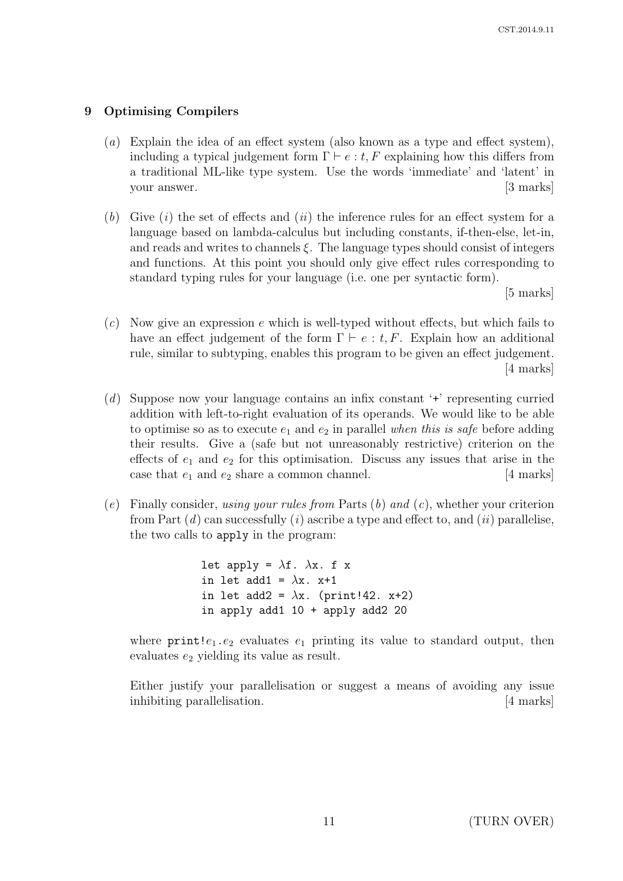## 9 Optimising Compilers

(*a*) Explain the idea of an effect system (also known as a type and effect system), including a typical judgement form $\Gamma \vdash e : t, F$ explaining how this differs from a traditional ML-like type system. Use the words 'immediate' and 'latent' in your answer. [3 marks]

(*b*) Give (*i*) the set of effects and (*ii*) the inference rules for an effect system for a language based on lambda-calculus but including constants, if-then-else, let-in, and reads and writes to channels $\xi$. The language types should consist of integers and functions. At this point you should only give effect rules corresponding to standard typing rules for your language (i.e. one per syntactic form). [5 marks]

(*c*) Now give an expression $e$ which is well-typed without effects, but which fails to have an effect judgement of the form $\Gamma \vdash e : t, F$. Explain how an additional rule, similar to subtyping, enables this program to be given an effect judgement. [4 marks]

(*d*) Suppose now your language contains an infix constant '+' representing curried addition with left-to-right evaluation of its operands. We would like to be able to optimise so as to execute $e_1$ and $e_2$ in parallel *when this is safe* before adding their results. Give a (safe but not unreasonably restrictive) criterion on the effects of $e_1$ and $e_2$ for this optimisation. Discuss any issues that arise in the case that $e_1$ and $e_2$ share a common channel. [4 marks]

(*e*) Finally consider, *using your rules from* Parts (*b*) *and* (*c*), whether your criterion from Part (*d*) can successfully (*i*) ascribe a type and effect to, and (*ii*) parallelise, the two calls to `apply` in the program:

```
let apply = λf. λx. f x
in let add1 = λx. x+1
in let add2 = λx. (print!42. x+2)
in apply add1 10 + apply add2 20
```

where `print!`$e_1$.$e_2$ evaluates $e_1$ printing its value to standard output, then evaluates $e_2$ yielding its value as result.

Either justify your parallelisation or suggest a means of avoiding any issue inhibiting parallelisation. [4 marks]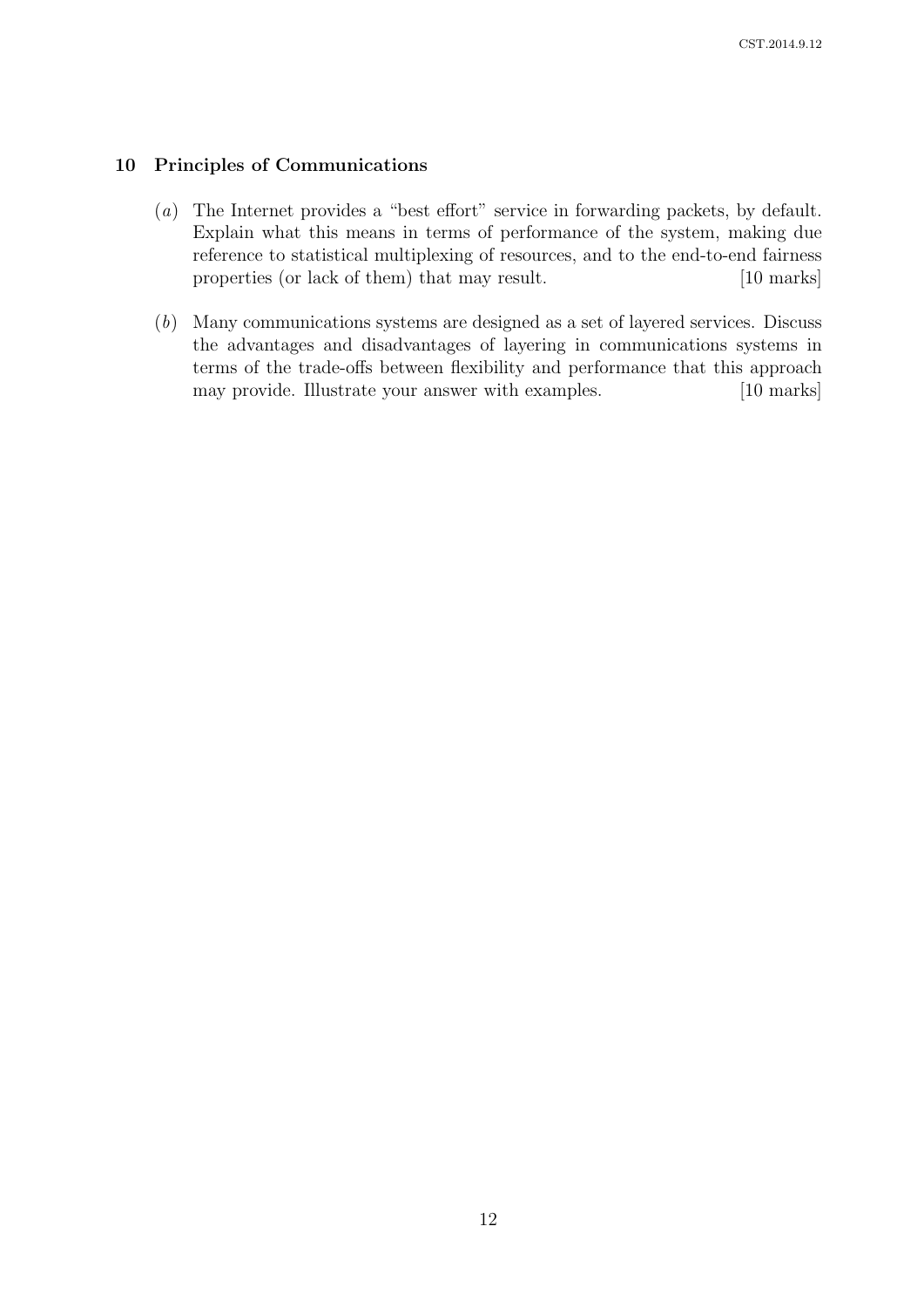## 10 Principles of Communications

(*a*) The Internet provides a "best effort" service in forwarding packets, by default. Explain what this means in terms of performance of the system, making due reference to statistical multiplexing of resources, and to the end-to-end fairness properties (or lack of them) that may result. [10 marks]

(*b*) Many communications systems are designed as a set of layered services. Discuss the advantages and disadvantages of layering in communications systems in terms of the trade-offs between flexibility and performance that this approach may provide. Illustrate your answer with examples. [10 marks]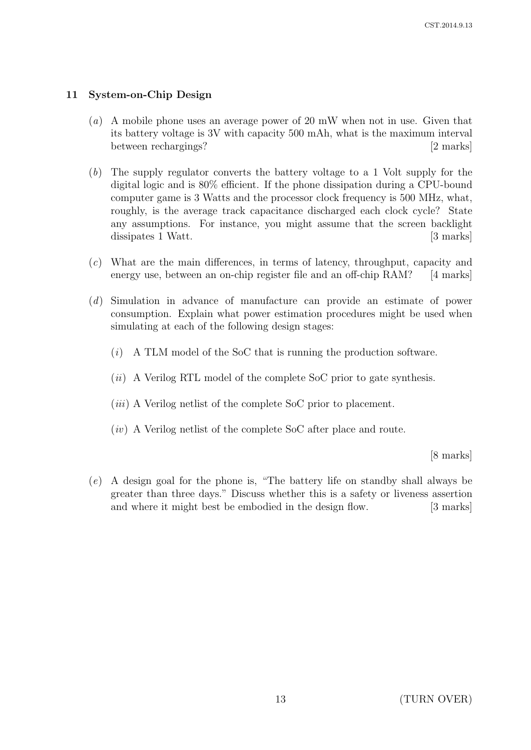## 11 System-on-Chip Design

(*a*) A mobile phone uses an average power of 20 mW when not in use. Given that its battery voltage is 3V with capacity 500 mAh, what is the maximum interval between rechargings? [2 marks]

(*b*) The supply regulator converts the battery voltage to a 1 Volt supply for the digital logic and is 80% efficient. If the phone dissipation during a CPU-bound computer game is 3 Watts and the processor clock frequency is 500 MHz, what, roughly, is the average track capacitance discharged each clock cycle? State any assumptions. For instance, you might assume that the screen backlight dissipates 1 Watt. [3 marks]

(*c*) What are the main differences, in terms of latency, throughput, capacity and energy use, between an on-chip register file and an off-chip RAM? [4 marks]

(*d*) Simulation in advance of manufacture can provide an estimate of power consumption. Explain what power estimation procedures might be used when simulating at each of the following design stages:

(*i*) A TLM model of the SoC that is running the production software.

(*ii*) A Verilog RTL model of the complete SoC prior to gate synthesis.

(*iii*) A Verilog netlist of the complete SoC prior to placement.

(*iv*) A Verilog netlist of the complete SoC after place and route.

[8 marks]

(*e*) A design goal for the phone is, "The battery life on standby shall always be greater than three days." Discuss whether this is a safety or liveness assertion and where it might best be embodied in the design flow. [3 marks]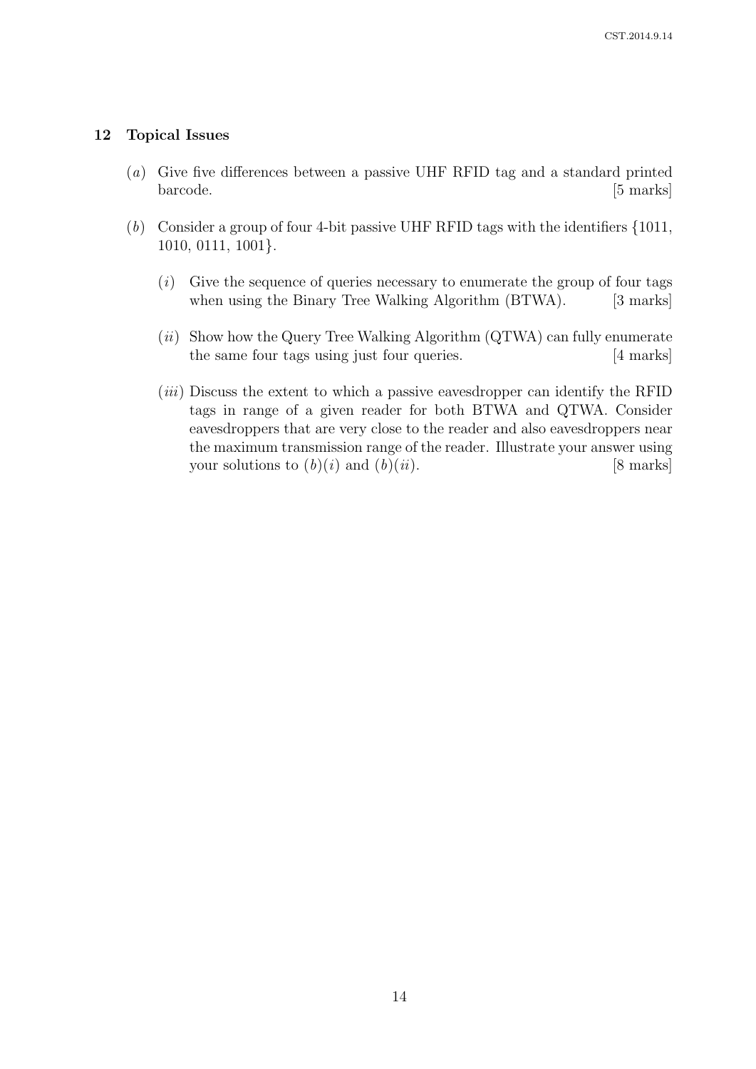## 12 Topical Issues

(*a*) Give five differences between a passive UHF RFID tag and a standard printed barcode. [5 marks]

(*b*) Consider a group of four 4-bit passive UHF RFID tags with the identifiers {1011, 1010, 0111, 1001}.

(*i*) Give the sequence of queries necessary to enumerate the group of four tags when using the Binary Tree Walking Algorithm (BTWA). [3 marks]

(*ii*) Show how the Query Tree Walking Algorithm (QTWA) can fully enumerate the same four tags using just four queries. [4 marks]

(*iii*) Discuss the extent to which a passive eavesdropper can identify the RFID tags in range of a given reader for both BTWA and QTWA. Consider eavesdroppers that are very close to the reader and also eavesdroppers near the maximum transmission range of the reader. Illustrate your answer using your solutions to (*b*)(*i*) and (*b*)(*ii*). [8 marks]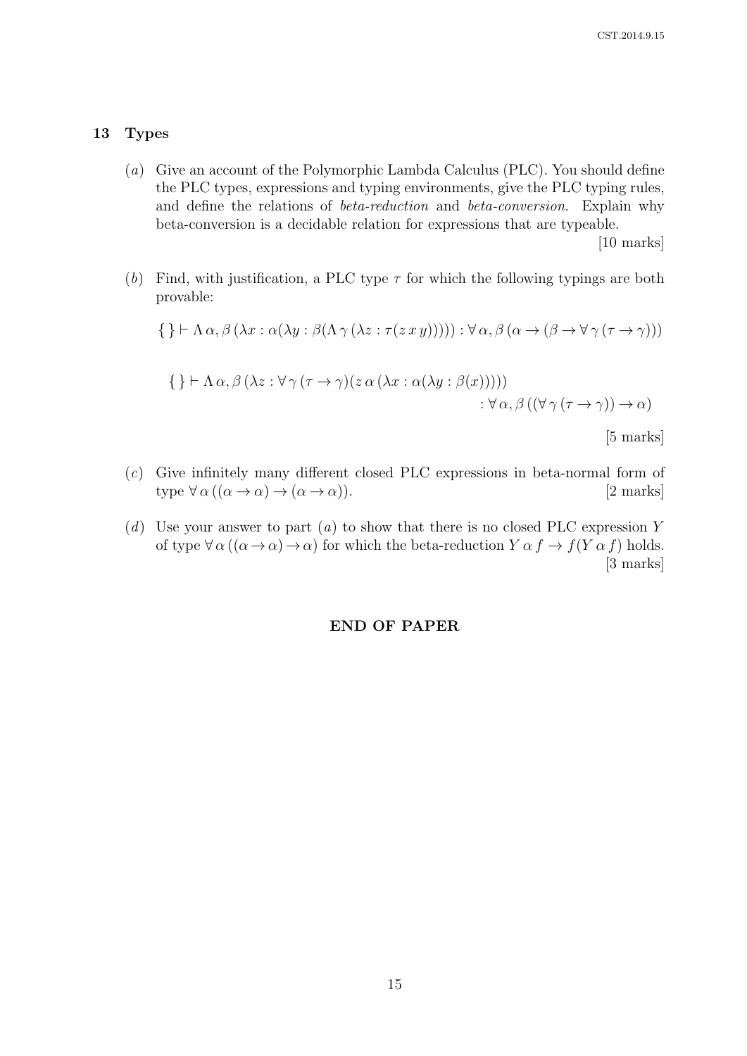## 13 Types

(*a*) Give an account of the Polymorphic Lambda Calculus (PLC). You should define the PLC types, expressions and typing environments, give the PLC typing rules, and define the relations of *beta-reduction* and *beta-conversion*. Explain why beta-conversion is a decidable relation for expressions that are typeable. [10 marks]

(*b*) Find, with justification, a PLC type $\tau$ for which the following typings are both provable:

$$\{\,\} \vdash \Lambda\,\alpha,\beta\,(\lambda x : \alpha(\lambda y : \beta(\Lambda\,\gamma\,(\lambda z : \tau(z\,x\,y))))) : \forall\,\alpha,\beta\,(\alpha \to (\beta \to \forall\,\gamma\,(\tau \to \gamma)))$$

$$\{\,\} \vdash \Lambda\,\alpha,\beta\,(\lambda z : \forall\,\gamma\,(\tau \to \gamma)(z\,\alpha\,(\lambda x : \alpha(\lambda y : \beta(x)))))$$
$$: \forall\,\alpha,\beta\,((\forall\,\gamma\,(\tau \to \gamma)) \to \alpha)$$

[5 marks]

(*c*) Give infinitely many different closed PLC expressions in beta-normal form of type $\forall\,\alpha\,((\alpha \to \alpha) \to (\alpha \to \alpha))$. [2 marks]

(*d*) Use your answer to part (*a*) to show that there is no closed PLC expression $Y$ of type $\forall\,\alpha\,((\alpha \to \alpha) \to \alpha)$ for which the beta-reduction $Y\,\alpha\,f \to f(Y\,\alpha\,f)$ holds. [3 marks]

**END OF PAPER**